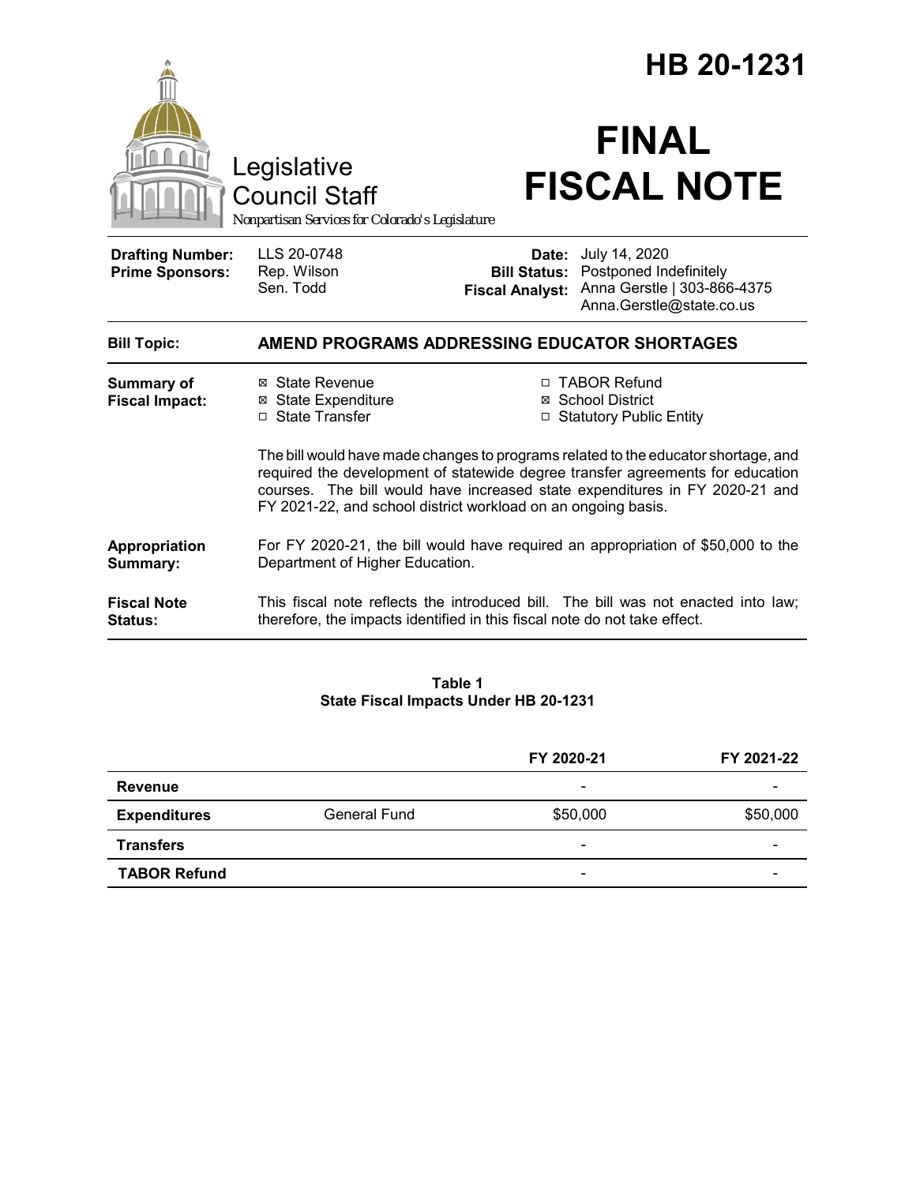# HB 20-1231

# FINAL FISCAL NOTE

Legislative Council Staff
*Nonpartisan Services for Colorado's Legislature*

| | | | |
|---|---|---|---|
| **Drafting Number:** | LLS 20-0748 | **Date:** | July 14, 2020 |
| **Prime Sponsors:** | Rep. Wilson<br>Sen. Todd | **Bill Status:** | Postponed Indefinitely |
| | | **Fiscal Analyst:** | Anna Gerstle \| 303-866-4375<br>Anna.Gerstle@state.co.us |

**Bill Topic:** **AMEND PROGRAMS ADDRESSING EDUCATOR SHORTAGES**

**Summary of Fiscal Impact:**

- ☒ State Revenue
- ☒ State Expenditure
- ☐ State Transfer
- ☐ TABOR Refund
- ☒ School District
- ☐ Statutory Public Entity

The bill would have made changes to programs related to the educator shortage, and required the development of statewide degree transfer agreements for education courses. The bill would have increased state expenditures in FY 2020-21 and FY 2021-22, and school district workload on an ongoing basis.

**Appropriation Summary:** For FY 2020-21, the bill would have required an appropriation of $50,000 to the Department of Higher Education.

**Fiscal Note Status:** This fiscal note reflects the introduced bill. The bill was not enacted into law; therefore, the impacts identified in this fiscal note do not take effect.

**Table 1**
**State Fiscal Impacts Under HB 20-1231**

| | | FY 2020-21 | FY 2021-22 |
|---|---|---|---|
| **Revenue** | | - | - |
| **Expenditures** | General Fund | $50,000 | $50,000 |
| **Transfers** | | - | - |
| **TABOR Refund** | | - | - |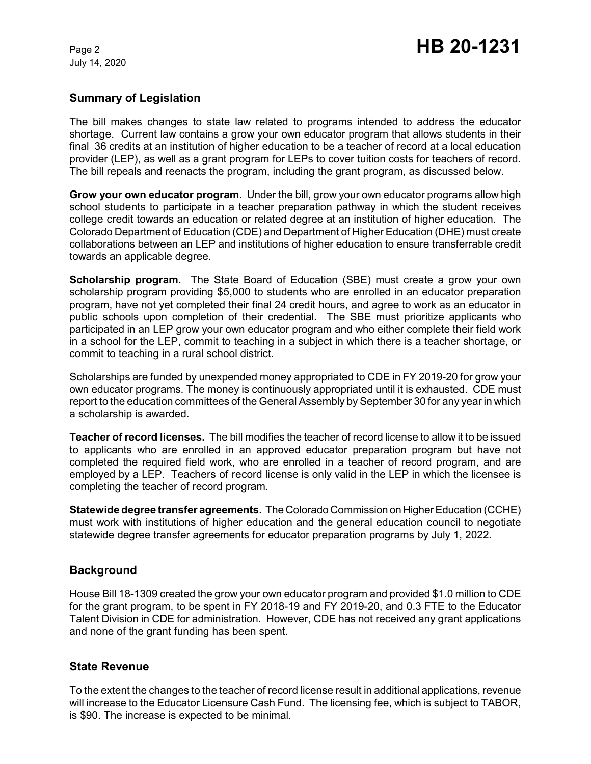## Summary of Legislation

The bill makes changes to state law related to programs intended to address the educator shortage. Current law contains a grow your own educator program that allows students in their final 36 credits at an institution of higher education to be a teacher of record at a local education provider (LEP), as well as a grant program for LEPs to cover tuition costs for teachers of record. The bill repeals and reenacts the program, including the grant program, as discussed below.

**Grow your own educator program.** Under the bill, grow your own educator programs allow high school students to participate in a teacher preparation pathway in which the student receives college credit towards an education or related degree at an institution of higher education. The Colorado Department of Education (CDE) and Department of Higher Education (DHE) must create collaborations between an LEP and institutions of higher education to ensure transferrable credit towards an applicable degree.

**Scholarship program.** The State Board of Education (SBE) must create a grow your own scholarship program providing $5,000 to students who are enrolled in an educator preparation program, have not yet completed their final 24 credit hours, and agree to work as an educator in public schools upon completion of their credential. The SBE must prioritize applicants who participated in an LEP grow your own educator program and who either complete their field work in a school for the LEP, commit to teaching in a subject in which there is a teacher shortage, or commit to teaching in a rural school district.

Scholarships are funded by unexpended money appropriated to CDE in FY 2019-20 for grow your own educator programs. The money is continuously appropriated until it is exhausted. CDE must report to the education committees of the General Assembly by September 30 for any year in which a scholarship is awarded.

**Teacher of record licenses.** The bill modifies the teacher of record license to allow it to be issued to applicants who are enrolled in an approved educator preparation program but have not completed the required field work, who are enrolled in a teacher of record program, and are employed by a LEP. Teachers of record license is only valid in the LEP in which the licensee is completing the teacher of record program.

**Statewide degree transfer agreements.** The Colorado Commission on Higher Education (CCHE) must work with institutions of higher education and the general education council to negotiate statewide degree transfer agreements for educator preparation programs by July 1, 2022.

## Background

House Bill 18-1309 created the grow your own educator program and provided $1.0 million to CDE for the grant program, to be spent in FY 2018-19 and FY 2019-20, and 0.3 FTE to the Educator Talent Division in CDE for administration. However, CDE has not received any grant applications and none of the grant funding has been spent.

## State Revenue

To the extent the changes to the teacher of record license result in additional applications, revenue will increase to the Educator Licensure Cash Fund. The licensing fee, which is subject to TABOR, is $90. The increase is expected to be minimal.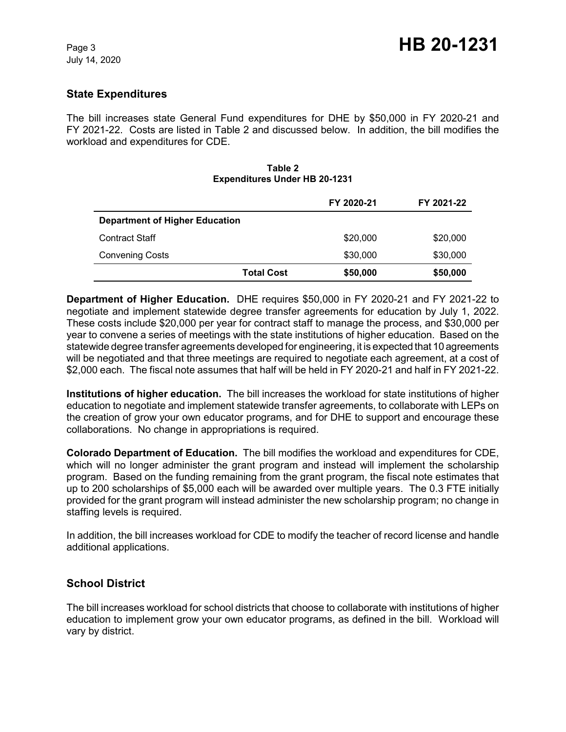## State Expenditures

The bill increases state General Fund expenditures for DHE by $50,000 in FY 2020-21 and FY 2021-22. Costs are listed in Table 2 and discussed below. In addition, the bill modifies the workload and expenditures for CDE.

**Table 2**
**Expenditures Under HB 20-1231**

| | FY 2020-21 | FY 2021-22 |
|---|---|---|
| **Department of Higher Education** | | |
| Contract Staff | $20,000 | $20,000 |
| Convening Costs | $30,000 | $30,000 |
| **Total Cost** | **$50,000** | **$50,000** |

**Department of Higher Education.** DHE requires $50,000 in FY 2020-21 and FY 2021-22 to negotiate and implement statewide degree transfer agreements for education by July 1, 2022. These costs include $20,000 per year for contract staff to manage the process, and $30,000 per year to convene a series of meetings with the state institutions of higher education. Based on the statewide degree transfer agreements developed for engineering, it is expected that 10 agreements will be negotiated and that three meetings are required to negotiate each agreement, at a cost of $2,000 each. The fiscal note assumes that half will be held in FY 2020-21 and half in FY 2021-22.

**Institutions of higher education.** The bill increases the workload for state institutions of higher education to negotiate and implement statewide transfer agreements, to collaborate with LEPs on the creation of grow your own educator programs, and for DHE to support and encourage these collaborations. No change in appropriations is required.

**Colorado Department of Education.** The bill modifies the workload and expenditures for CDE, which will no longer administer the grant program and instead will implement the scholarship program. Based on the funding remaining from the grant program, the fiscal note estimates that up to 200 scholarships of $5,000 each will be awarded over multiple years. The 0.3 FTE initially provided for the grant program will instead administer the new scholarship program; no change in staffing levels is required.

In addition, the bill increases workload for CDE to modify the teacher of record license and handle additional applications.

## School District

The bill increases workload for school districts that choose to collaborate with institutions of higher education to implement grow your own educator programs, as defined in the bill. Workload will vary by district.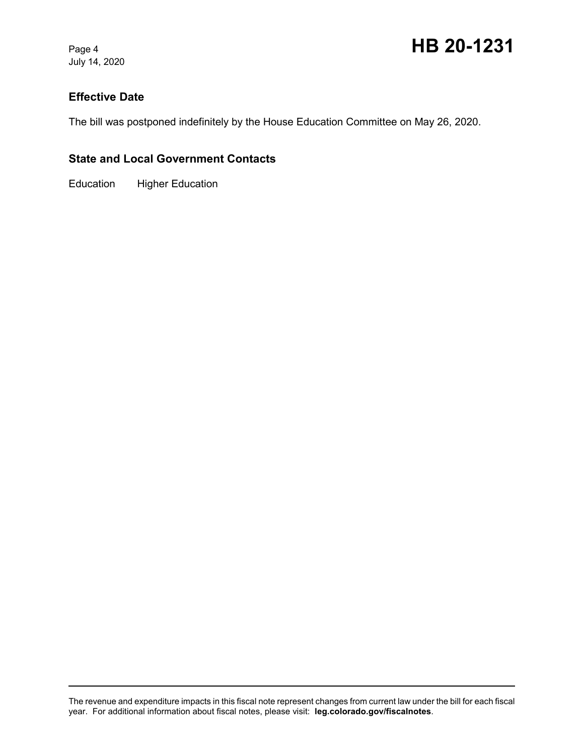## Effective Date

The bill was postponed indefinitely by the House Education Committee on May 26, 2020.

## State and Local Government Contacts

Education    Higher Education

The revenue and expenditure impacts in this fiscal note represent changes from current law under the bill for each fiscal year. For additional information about fiscal notes, please visit: **leg.colorado.gov/fiscalnotes**.